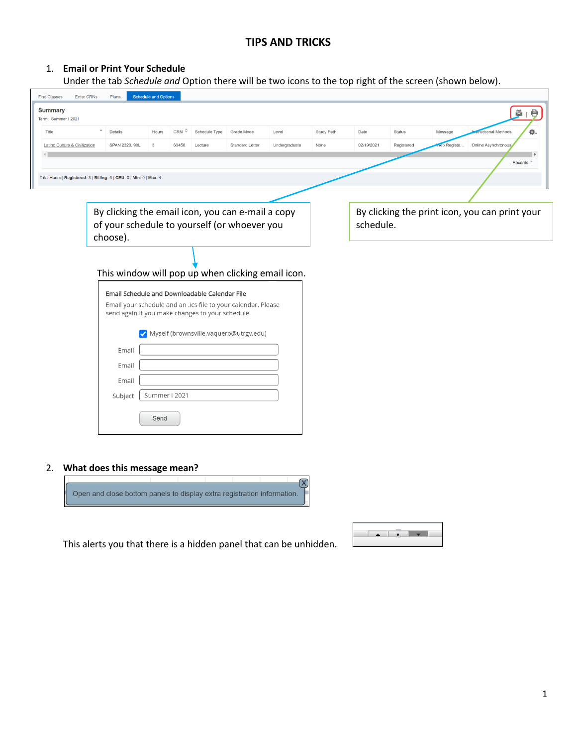# TIPS AND TRICKS

1. **Email or Print Your Schedule**
   Under the tab *Schedule and* Option there will be two icons to the top right of the screen (shown below).

By clicking the email icon, you can e-mail a copy of your schedule to yourself (or whoever you choose).

By clicking the print icon, you can print your schedule.

This window will pop up when clicking email icon.

2. **What does this message mean?**

This alerts you that there is a hidden panel that can be unhidden.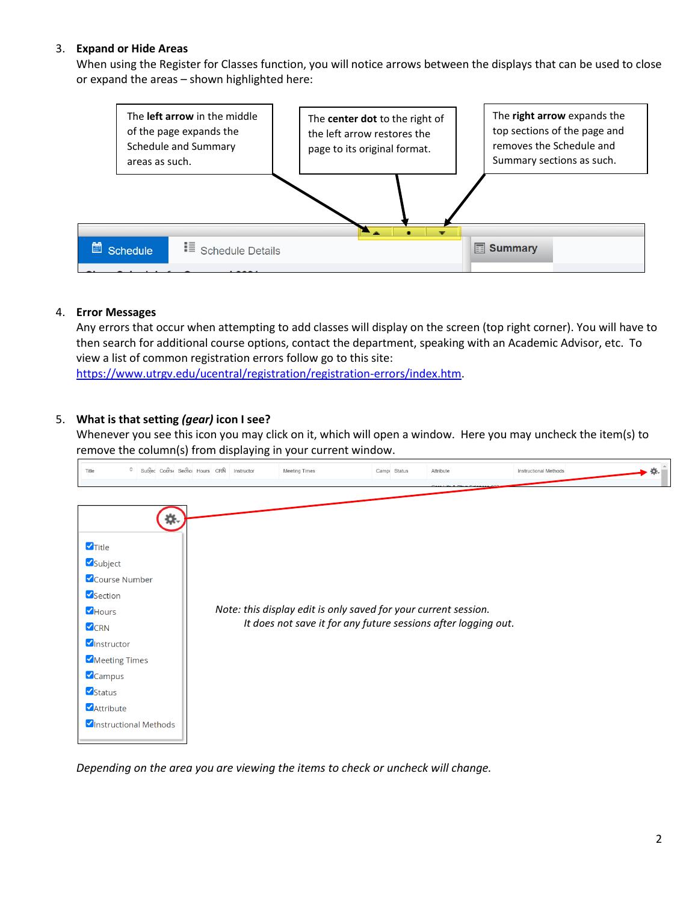3. **Expand or Hide Areas**
   When using the Register for Classes function, you will notice arrows between the displays that can be used to close or expand the areas – shown highlighted here:

   The **left arrow** in the middle of the page expands the Schedule and Summary areas as such.

   The **center dot** to the right of the left arrow restores the page to its original format.

   The **right arrow** expands the top sections of the page and removes the Schedule and Summary sections as such.

4. **Error Messages**
   Any errors that occur when attempting to add classes will display on the screen (top right corner). You will have to then search for additional course options, contact the department, speaking with an Academic Advisor, etc. To view a list of common registration errors follow go to this site: https://www.utrgv.edu/ucentral/registration/registration-errors/index.htm.

5. **What is that setting *(gear)* icon I see?**
   Whenever you see this icon you may click on it, which will open a window. Here you may uncheck the item(s) to remove the column(s) from displaying in your current window.

   - ☑ Title
   - ☑ Subject
   - ☑ Course Number
   - ☑ Section
   - ☑ Hours
   - ☑ CRN
   - ☑ Instructor
   - ☑ Meeting Times
   - ☑ Campus
   - ☑ Status
   - ☑ Attribute
   - ☑ Instructional Methods

   *Note: this display edit is only saved for your current session. It does not save it for any future sessions after logging out.*

   *Depending on the area you are viewing the items to check or uncheck will change.*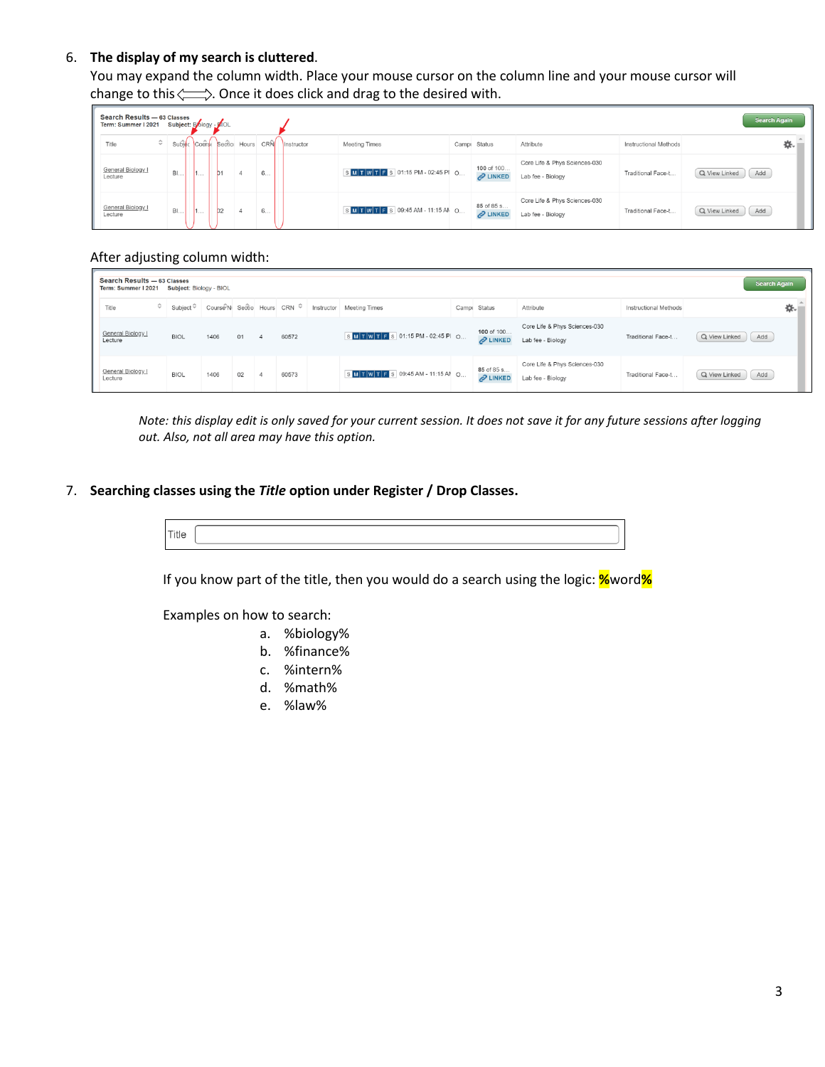6. **The display of my search is cluttered**.
   You may expand the column width. Place your mouse cursor on the column line and your mouse cursor will change to this ⟺. Once it does click and drag to the desired with.

   After adjusting column width:

   *Note: this display edit is only saved for your current session. It does not save it for any future sessions after logging out. Also, not all area may have this option.*

7. **Searching classes using the *Title* option under Register / Drop Classes.**

   Title

   If you know part of the title, then you would do a search using the logic: %word%

   Examples on how to search:

   a. %biology%
   b. %finance%
   c. %intern%
   d. %math%
   e. %law%